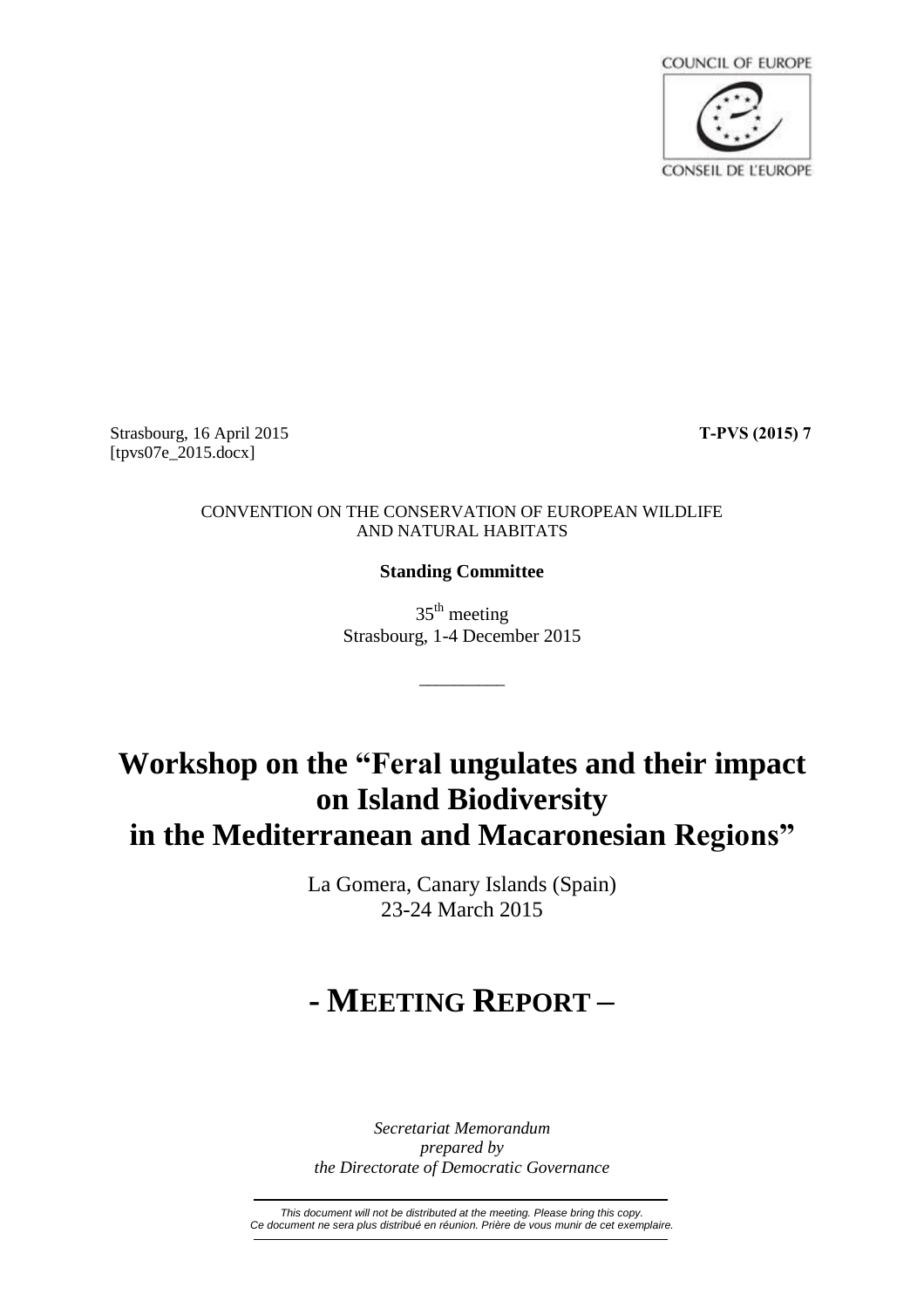COUNCIL OF EUROPE

CONSEIL DE L'EUROPE

Strasbourg, 16 April 2015 **T-PVS (2015) 7**
[tpvs07e_2015.docx]

CONVENTION ON THE CONSERVATION OF EUROPEAN WILDLIFE AND NATURAL HABITATS

**Standing Committee**

35th meeting
Strasbourg, 1-4 December 2015

---

# Workshop on the "Feral ungulates and their impact on Island Biodiversity in the Mediterranean and Macaronesian Regions"

La Gomera, Canary Islands (Spain)
23-24 March 2015

# - MEETING REPORT –

*Secretariat Memorandum*
*prepared by*
*the Directorate of Democratic Governance*

---

*This document will not be distributed at the meeting. Please bring this copy.*
*Ce document ne sera plus distribué en réunion. Prière de vous munir de cet exemplaire.*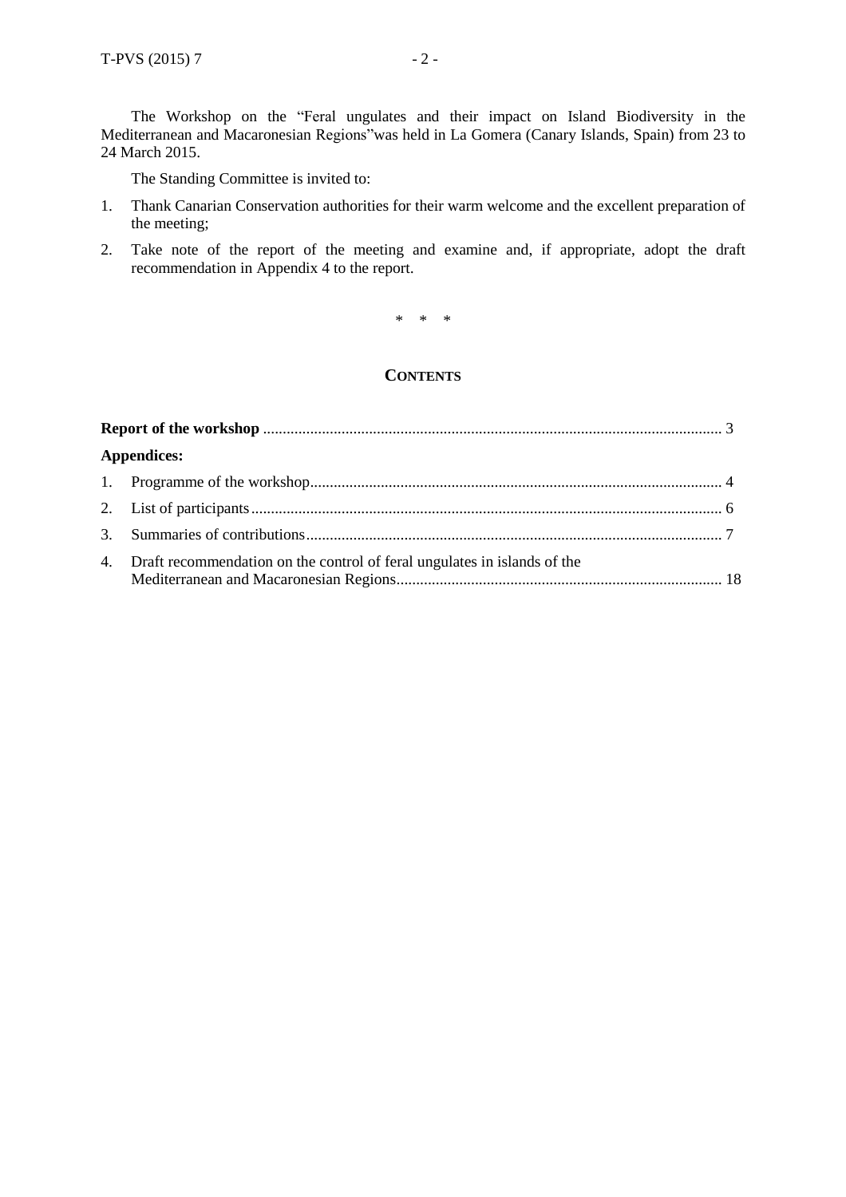The Workshop on the "Feral ungulates and their impact on Island Biodiversity in the Mediterranean and Macaronesian Regions"was held in La Gomera (Canary Islands, Spain) from 23 to 24 March 2015.

The Standing Committee is invited to:

1. Thank Canarian Conservation authorities for their warm welcome and the excellent preparation of the meeting;
2. Take note of the report of the meeting and examine and, if appropriate, adopt the draft recommendation in Appendix 4 to the report.

\*   \*   \*

## CONTENTS

**Report of the workshop** ..................................................................................................................... 3

**Appendices:**

1. Programme of the workshop........................................................................................................ 4
2. List of participants....................................................................................................................... 6
3. Summaries of contributions......................................................................................................... 7
4. Draft recommendation on the control of feral ungulates in islands of the Mediterranean and Macaronesian Regions.................................................................................. 18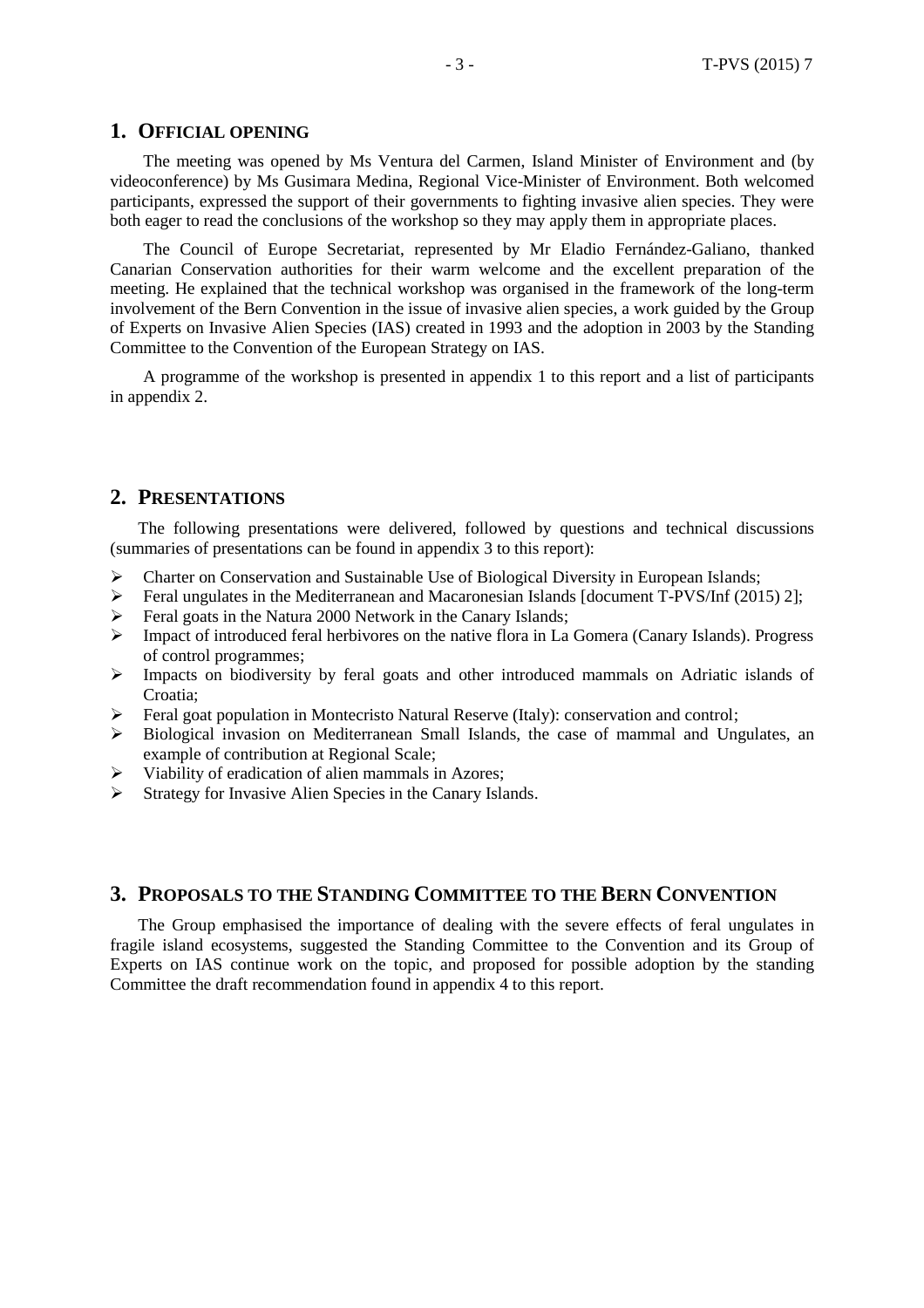## 1. OFFICIAL OPENING

The meeting was opened by Ms Ventura del Carmen, Island Minister of Environment and (by videoconference) by Ms Gusimara Medina, Regional Vice-Minister of Environment. Both welcomed participants, expressed the support of their governments to fighting invasive alien species. They were both eager to read the conclusions of the workshop so they may apply them in appropriate places.

The Council of Europe Secretariat, represented by Mr Eladio Fernández-Galiano, thanked Canarian Conservation authorities for their warm welcome and the excellent preparation of the meeting. He explained that the technical workshop was organised in the framework of the long-term involvement of the Bern Convention in the issue of invasive alien species, a work guided by the Group of Experts on Invasive Alien Species (IAS) created in 1993 and the adoption in 2003 by the Standing Committee to the Convention of the European Strategy on IAS.

A programme of the workshop is presented in appendix 1 to this report and a list of participants in appendix 2.

## 2. PRESENTATIONS

The following presentations were delivered, followed by questions and technical discussions (summaries of presentations can be found in appendix 3 to this report):

- Charter on Conservation and Sustainable Use of Biological Diversity in European Islands;
- Feral ungulates in the Mediterranean and Macaronesian Islands [document T-PVS/Inf (2015) 2];
- Feral goats in the Natura 2000 Network in the Canary Islands;
- Impact of introduced feral herbivores on the native flora in La Gomera (Canary Islands). Progress of control programmes;
- Impacts on biodiversity by feral goats and other introduced mammals on Adriatic islands of Croatia;
- Feral goat population in Montecristo Natural Reserve (Italy): conservation and control;
- Biological invasion on Mediterranean Small Islands, the case of mammal and Ungulates, an example of contribution at Regional Scale;
- Viability of eradication of alien mammals in Azores;
- Strategy for Invasive Alien Species in the Canary Islands.

## 3. PROPOSALS TO THE STANDING COMMITTEE TO THE BERN CONVENTION

The Group emphasised the importance of dealing with the severe effects of feral ungulates in fragile island ecosystems, suggested the Standing Committee to the Convention and its Group of Experts on IAS continue work on the topic, and proposed for possible adoption by the standing Committee the draft recommendation found in appendix 4 to this report.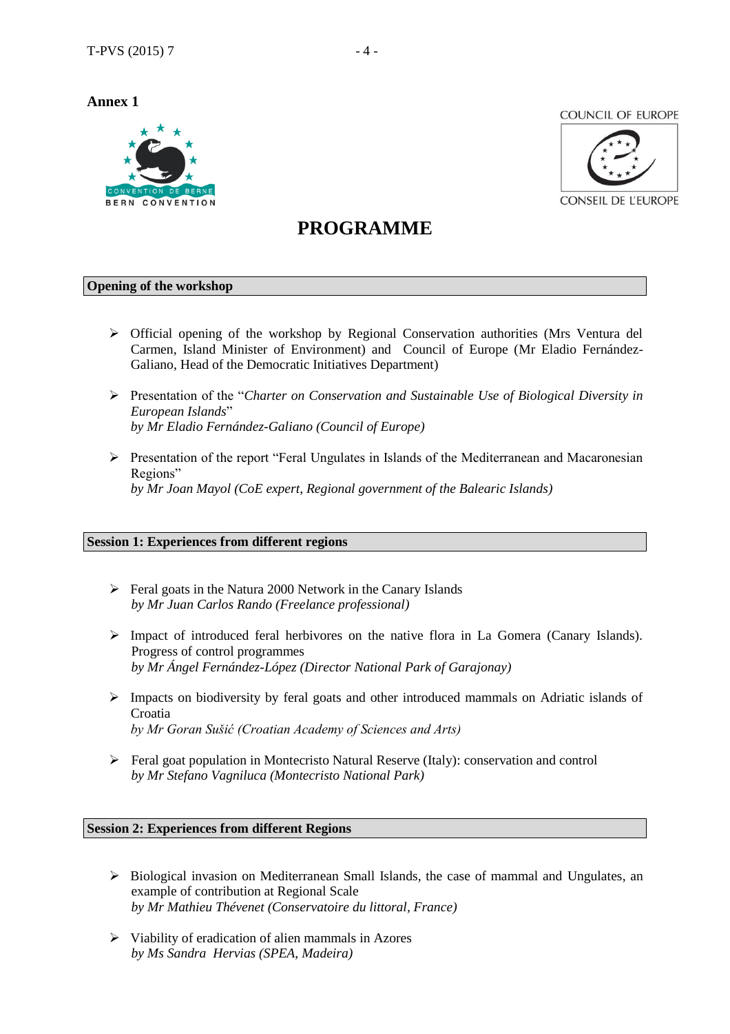**Annex 1**

COUNCIL OF EUROPE

CONSEIL DE L'EUROPE

# PROGRAMME

## Opening of the workshop

- Official opening of the workshop by Regional Conservation authorities (Mrs Ventura del Carmen, Island Minister of Environment) and Council of Europe (Mr Eladio Fernández-Galiano, Head of the Democratic Initiatives Department)

- Presentation of the "*Charter on Conservation and Sustainable Use of Biological Diversity in European Islands*"
  *by Mr Eladio Fernández-Galiano (Council of Europe)*

- Presentation of the report "Feral Ungulates in Islands of the Mediterranean and Macaronesian Regions"
  *by Mr Joan Mayol (CoE expert, Regional government of the Balearic Islands)*

## Session 1: Experiences from different regions

- Feral goats in the Natura 2000 Network in the Canary Islands
  *by Mr Juan Carlos Rando (Freelance professional)*

- Impact of introduced feral herbivores on the native flora in La Gomera (Canary Islands). Progress of control programmes
  *by Mr Ángel Fernández-López (Director National Park of Garajonay)*

- Impacts on biodiversity by feral goats and other introduced mammals on Adriatic islands of Croatia
  *by Mr Goran Sušić (Croatian Academy of Sciences and Arts)*

- Feral goat population in Montecristo Natural Reserve (Italy): conservation and control
  *by Mr Stefano Vagniluca (Montecristo National Park)*

## Session 2: Experiences from different Regions

- Biological invasion on Mediterranean Small Islands, the case of mammal and Ungulates, an example of contribution at Regional Scale
  *by Mr Mathieu Thévenet (Conservatoire du littoral, France)*

- Viability of eradication of alien mammals in Azores
  *by Ms Sandra Hervias (SPEA, Madeira)*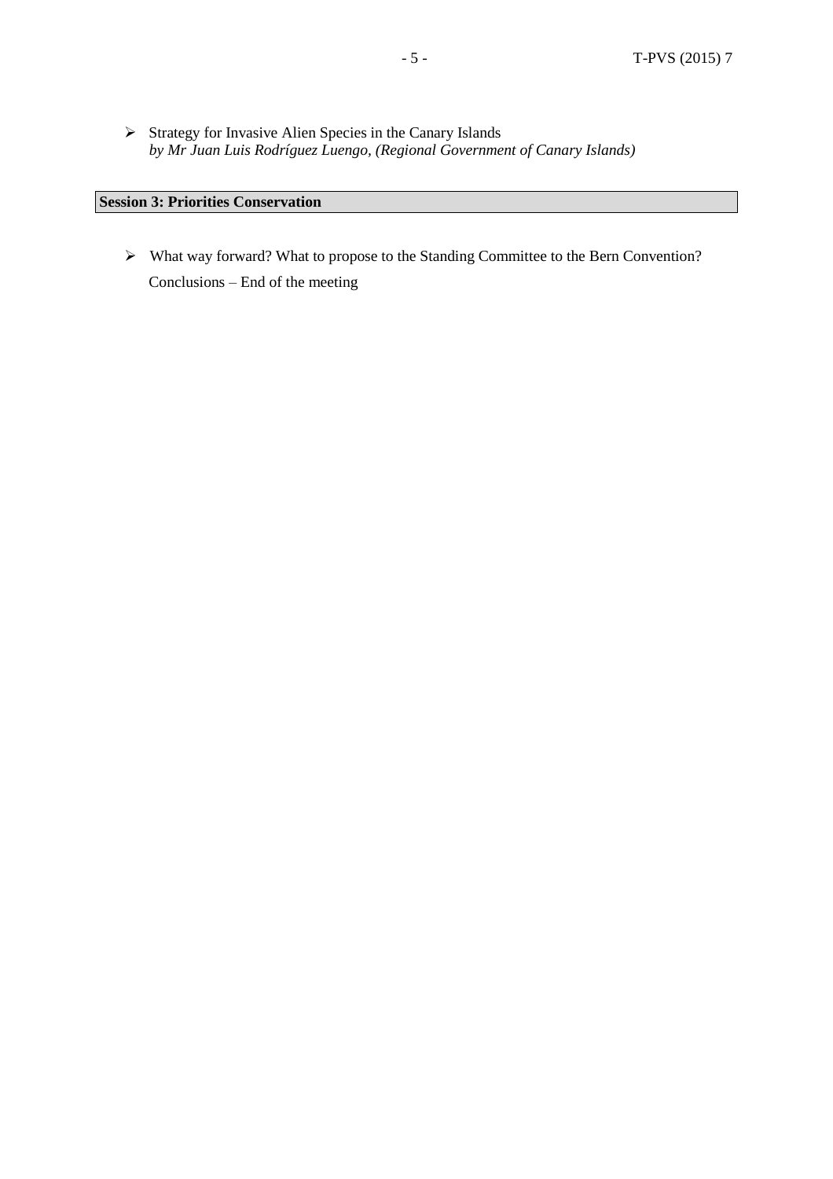- Strategy for Invasive Alien Species in the Canary Islands
  *by Mr Juan Luis Rodríguez Luengo, (Regional Government of Canary Islands)*

**Session 3: Priorities Conservation**

- What way forward? What to propose to the Standing Committee to the Bern Convention?
  Conclusions – End of the meeting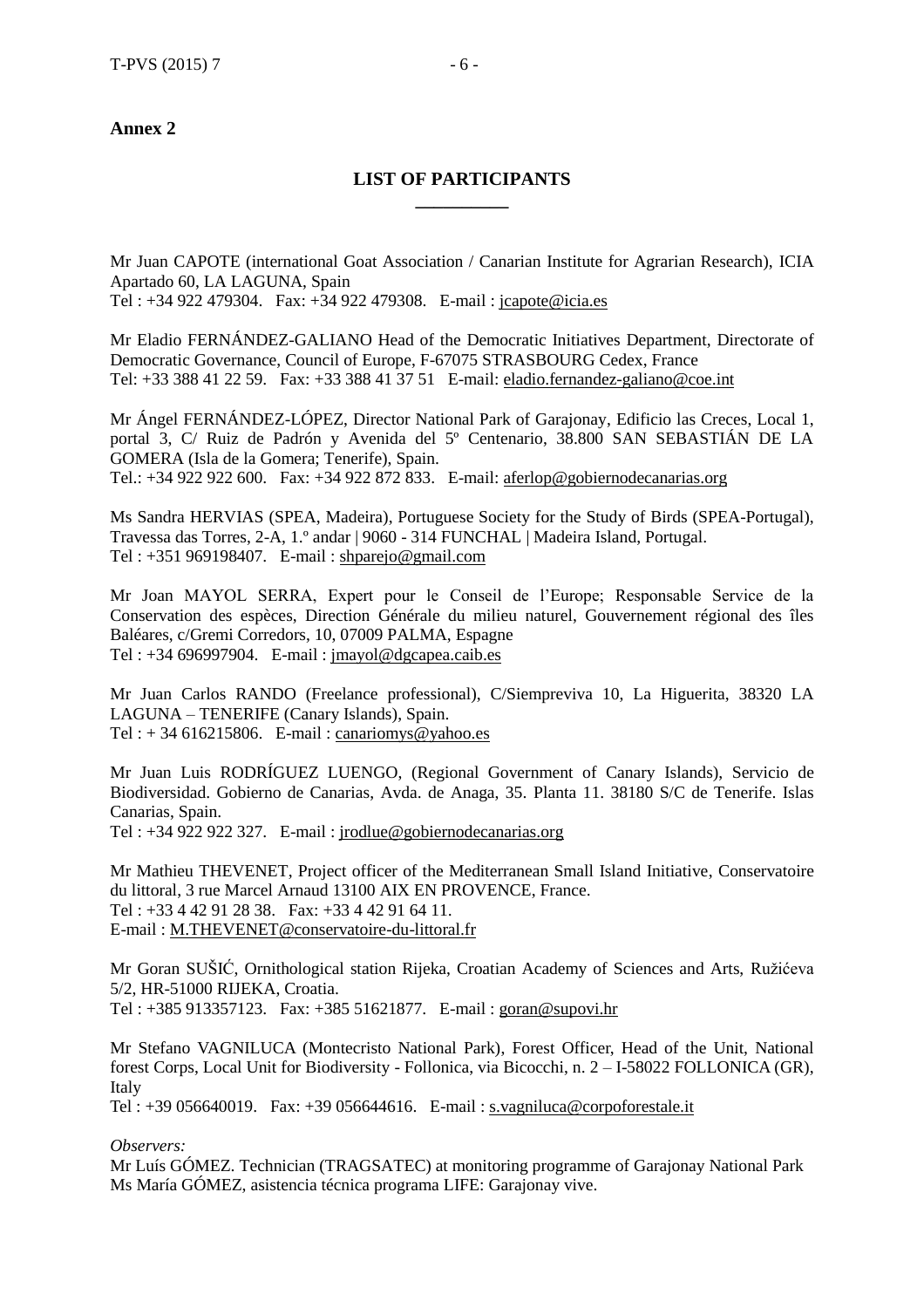**Annex 2**

## LIST OF PARTICIPANTS

Mr Juan CAPOTE (international Goat Association / Canarian Institute for Agrarian Research), ICIA Apartado 60, LA LAGUNA, Spain
Tel : +34 922 479304. Fax: +34 922 479308. E-mail : jcapote@icia.es

Mr Eladio FERNÁNDEZ-GALIANO Head of the Democratic Initiatives Department, Directorate of Democratic Governance, Council of Europe, F-67075 STRASBOURG Cedex, France
Tel: +33 388 41 22 59. Fax: +33 388 41 37 51 E-mail: eladio.fernandez-galiano@coe.int

Mr Ángel FERNÁNDEZ-LÓPEZ, Director National Park of Garajonay, Edificio las Creces, Local 1, portal 3, C/ Ruiz de Padrón y Avenida del 5º Centenario, 38.800 SAN SEBASTIÁN DE LA GOMERA (Isla de la Gomera; Tenerife), Spain.
Tel.: +34 922 922 600. Fax: +34 922 872 833. E-mail: aferlop@gobiernodecanarias.org

Ms Sandra HERVIAS (SPEA, Madeira), Portuguese Society for the Study of Birds (SPEA-Portugal), Travessa das Torres, 2-A, 1.º andar | 9060 - 314 FUNCHAL | Madeira Island, Portugal.
Tel : +351 969198407. E-mail : shparejo@gmail.com

Mr Joan MAYOL SERRA, Expert pour le Conseil de l'Europe; Responsable Service de la Conservation des espèces, Direction Générale du milieu naturel, Gouvernement régional des îles Baléares, c/Gremi Corredors, 10, 07009 PALMA, Espagne
Tel : +34 696997904. E-mail : jmayol@dgcapea.caib.es

Mr Juan Carlos RANDO (Freelance professional), C/Siempreviva 10, La Higuerita, 38320 LA LAGUNA – TENERIFE (Canary Islands), Spain.
Tel : + 34 616215806. E-mail : canariomys@yahoo.es

Mr Juan Luis RODRÍGUEZ LUENGO, (Regional Government of Canary Islands), Servicio de Biodiversidad. Gobierno de Canarias, Avda. de Anaga, 35. Planta 11. 38180 S/C de Tenerife. Islas Canarias, Spain.
Tel : +34 922 922 327. E-mail : jrodlue@gobiernodecanarias.org

Mr Mathieu THEVENET, Project officer of the Mediterranean Small Island Initiative, Conservatoire du littoral, 3 rue Marcel Arnaud 13100 AIX EN PROVENCE, France.
Tel : +33 4 42 91 28 38. Fax: +33 4 42 91 64 11.
E-mail : M.THEVENET@conservatoire-du-littoral.fr

Mr Goran SUŠIĆ, Ornithological station Rijeka, Croatian Academy of Sciences and Arts, Ružićeva 5/2, HR-51000 RIJEKA, Croatia.
Tel : +385 913357123. Fax: +385 51621877. E-mail : goran@supovi.hr

Mr Stefano VAGNILUCA (Montecristo National Park), Forest Officer, Head of the Unit, National forest Corps, Local Unit for Biodiversity - Follonica, via Bicocchi, n. 2 – I-58022 FOLLONICA (GR), Italy
Tel : +39 056640019. Fax: +39 056644616. E-mail : s.vagniluca@corpoforestale.it

*Observers:*
Mr Luís GÓMEZ. Technician (TRAGSATEC) at monitoring programme of Garajonay National Park
Ms María GÓMEZ, asistencia técnica programa LIFE: Garajonay vive.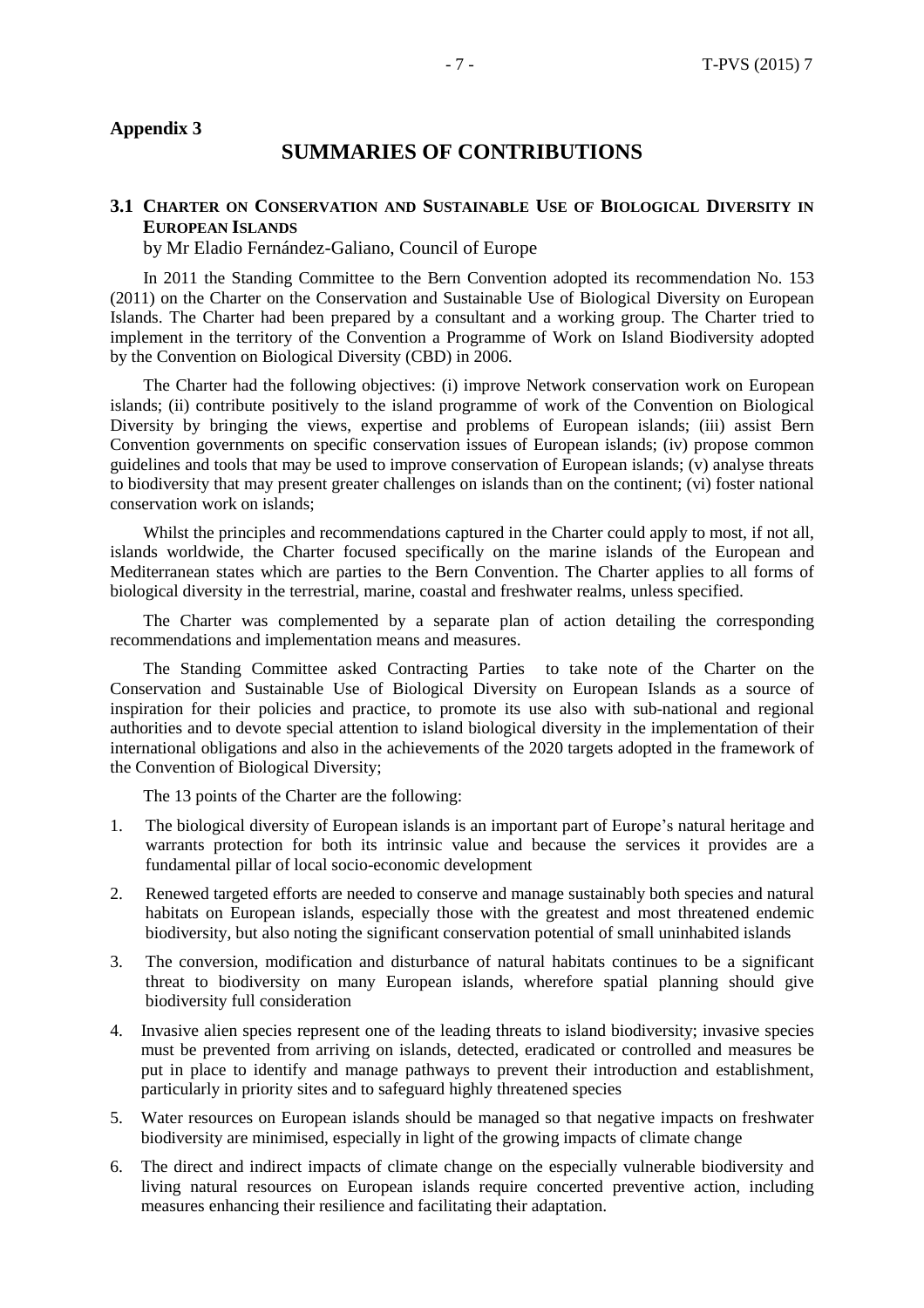## Appendix 3

# SUMMARIES OF CONTRIBUTIONS

### 3.1 CHARTER ON CONSERVATION AND SUSTAINABLE USE OF BIOLOGICAL DIVERSITY IN EUROPEAN ISLANDS

by Mr Eladio Fernández-Galiano, Council of Europe

In 2011 the Standing Committee to the Bern Convention adopted its recommendation No. 153 (2011) on the Charter on the Conservation and Sustainable Use of Biological Diversity on European Islands. The Charter had been prepared by a consultant and a working group. The Charter tried to implement in the territory of the Convention a Programme of Work on Island Biodiversity adopted by the Convention on Biological Diversity (CBD) in 2006.

The Charter had the following objectives: (i) improve Network conservation work on European islands; (ii) contribute positively to the island programme of work of the Convention on Biological Diversity by bringing the views, expertise and problems of European islands; (iii) assist Bern Convention governments on specific conservation issues of European islands; (iv) propose common guidelines and tools that may be used to improve conservation of European islands; (v) analyse threats to biodiversity that may present greater challenges on islands than on the continent; (vi) foster national conservation work on islands;

Whilst the principles and recommendations captured in the Charter could apply to most, if not all, islands worldwide, the Charter focused specifically on the marine islands of the European and Mediterranean states which are parties to the Bern Convention. The Charter applies to all forms of biological diversity in the terrestrial, marine, coastal and freshwater realms, unless specified.

The Charter was complemented by a separate plan of action detailing the corresponding recommendations and implementation means and measures.

The Standing Committee asked Contracting Parties to take note of the Charter on the Conservation and Sustainable Use of Biological Diversity on European Islands as a source of inspiration for their policies and practice, to promote its use also with sub-national and regional authorities and to devote special attention to island biological diversity in the implementation of their international obligations and also in the achievements of the 2020 targets adopted in the framework of the Convention of Biological Diversity;

The 13 points of the Charter are the following:

1. The biological diversity of European islands is an important part of Europe's natural heritage and warrants protection for both its intrinsic value and because the services it provides are a fundamental pillar of local socio-economic development
2. Renewed targeted efforts are needed to conserve and manage sustainably both species and natural habitats on European islands, especially those with the greatest and most threatened endemic biodiversity, but also noting the significant conservation potential of small uninhabited islands
3. The conversion, modification and disturbance of natural habitats continues to be a significant threat to biodiversity on many European islands, wherefore spatial planning should give biodiversity full consideration
4. Invasive alien species represent one of the leading threats to island biodiversity; invasive species must be prevented from arriving on islands, detected, eradicated or controlled and measures be put in place to identify and manage pathways to prevent their introduction and establishment, particularly in priority sites and to safeguard highly threatened species
5. Water resources on European islands should be managed so that negative impacts on freshwater biodiversity are minimised, especially in light of the growing impacts of climate change
6. The direct and indirect impacts of climate change on the especially vulnerable biodiversity and living natural resources on European islands require concerted preventive action, including measures enhancing their resilience and facilitating their adaptation.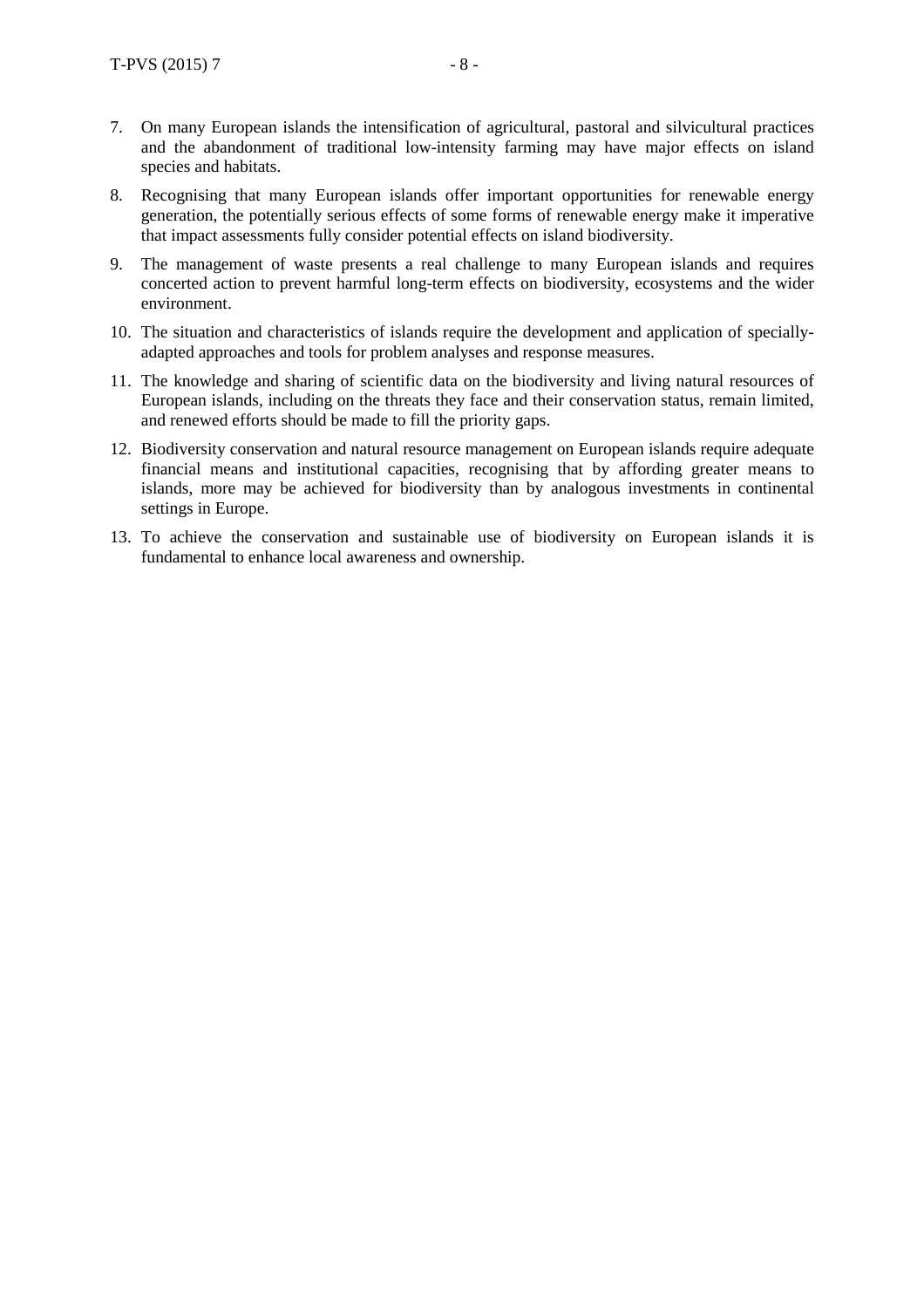7. On many European islands the intensification of agricultural, pastoral and silvicultural practices and the abandonment of traditional low-intensity farming may have major effects on island species and habitats.

8. Recognising that many European islands offer important opportunities for renewable energy generation, the potentially serious effects of some forms of renewable energy make it imperative that impact assessments fully consider potential effects on island biodiversity.

9. The management of waste presents a real challenge to many European islands and requires concerted action to prevent harmful long-term effects on biodiversity, ecosystems and the wider environment.

10. The situation and characteristics of islands require the development and application of specially-adapted approaches and tools for problem analyses and response measures.

11. The knowledge and sharing of scientific data on the biodiversity and living natural resources of European islands, including on the threats they face and their conservation status, remain limited, and renewed efforts should be made to fill the priority gaps.

12. Biodiversity conservation and natural resource management on European islands require adequate financial means and institutional capacities, recognising that by affording greater means to islands, more may be achieved for biodiversity than by analogous investments in continental settings in Europe.

13. To achieve the conservation and sustainable use of biodiversity on European islands it is fundamental to enhance local awareness and ownership.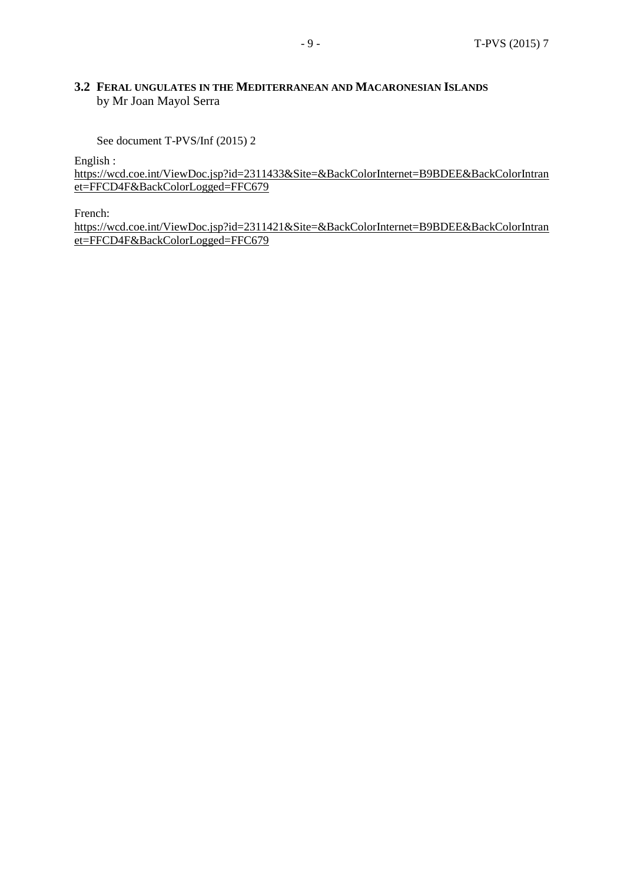## 3.2 FERAL UNGULATES IN THE MEDITERRANEAN AND MACARONESIAN ISLANDS

by Mr Joan Mayol Serra

See document T-PVS/Inf (2015) 2

English :
https://wcd.coe.int/ViewDoc.jsp?id=2311433&Site=&BackColorInternet=B9BDEE&BackColorIntranet=FFCD4F&BackColorLogged=FFC679

French:
https://wcd.coe.int/ViewDoc.jsp?id=2311421&Site=&BackColorInternet=B9BDEE&BackColorIntranet=FFCD4F&BackColorLogged=FFC679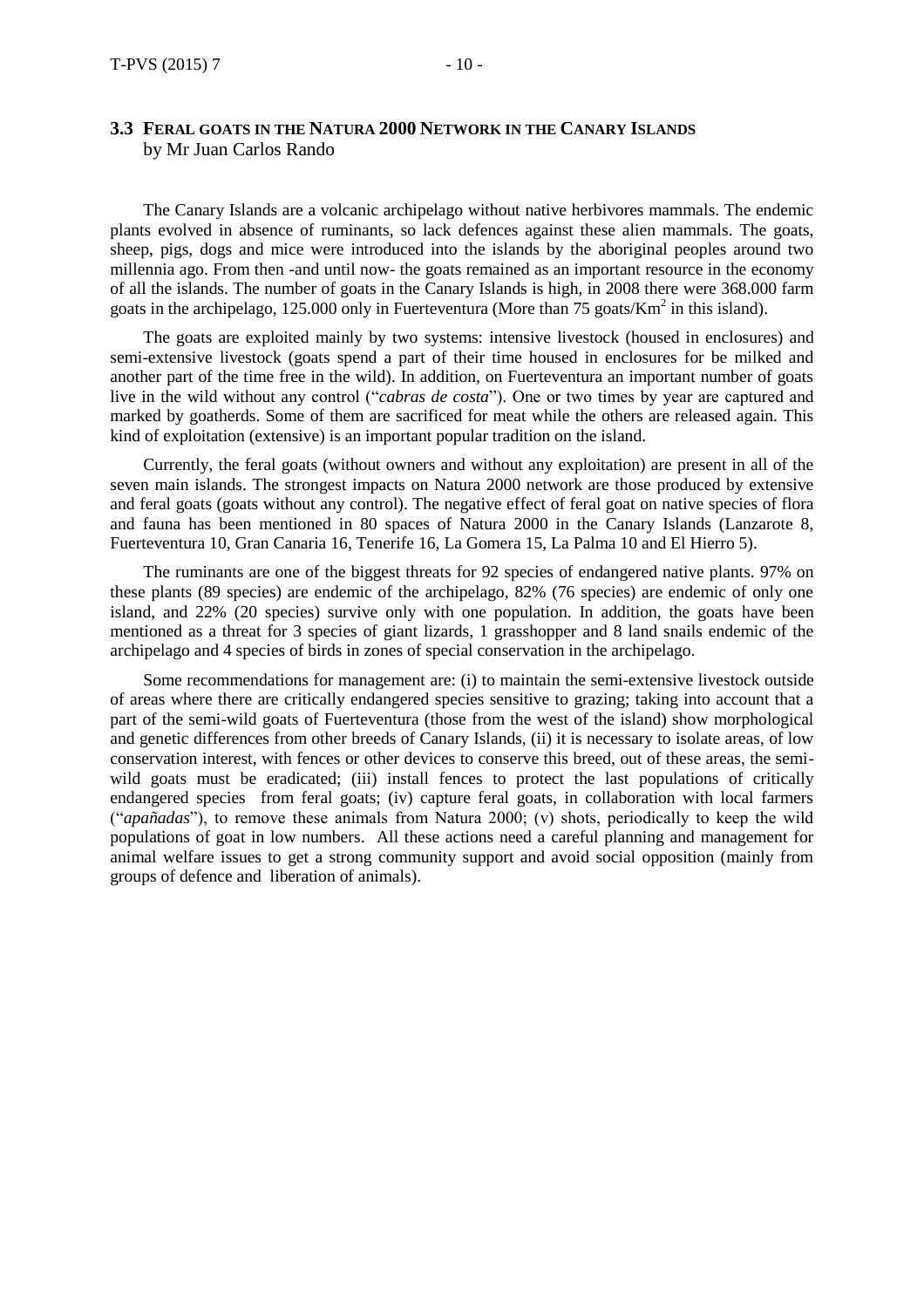### 3.3 Feral goats in the Natura 2000 Network in the Canary Islands

by Mr Juan Carlos Rando

The Canary Islands are a volcanic archipelago without native herbivores mammals. The endemic plants evolved in absence of ruminants, so lack defences against these alien mammals. The goats, sheep, pigs, dogs and mice were introduced into the islands by the aboriginal peoples around two millennia ago. From then -and until now- the goats remained as an important resource in the economy of all the islands. The number of goats in the Canary Islands is high, in 2008 there were 368.000 farm goats in the archipelago, 125.000 only in Fuerteventura (More than 75 goats/Km$^2$ in this island).

The goats are exploited mainly by two systems: intensive livestock (housed in enclosures) and semi-extensive livestock (goats spend a part of their time housed in enclosures for be milked and another part of the time free in the wild). In addition, on Fuerteventura an important number of goats live in the wild without any control ("*cabras de costa*"). One or two times by year are captured and marked by goatherds. Some of them are sacrificed for meat while the others are released again. This kind of exploitation (extensive) is an important popular tradition on the island.

Currently, the feral goats (without owners and without any exploitation) are present in all of the seven main islands. The strongest impacts on Natura 2000 network are those produced by extensive and feral goats (goats without any control). The negative effect of feral goat on native species of flora and fauna has been mentioned in 80 spaces of Natura 2000 in the Canary Islands (Lanzarote 8, Fuerteventura 10, Gran Canaria 16, Tenerife 16, La Gomera 15, La Palma 10 and El Hierro 5).

The ruminants are one of the biggest threats for 92 species of endangered native plants. 97% on these plants (89 species) are endemic of the archipelago, 82% (76 species) are endemic of only one island, and 22% (20 species) survive only with one population. In addition, the goats have been mentioned as a threat for 3 species of giant lizards, 1 grasshopper and 8 land snails endemic of the archipelago and 4 species of birds in zones of special conservation in the archipelago.

Some recommendations for management are: (i) to maintain the semi-extensive livestock outside of areas where there are critically endangered species sensitive to grazing; taking into account that a part of the semi-wild goats of Fuerteventura (those from the west of the island) show morphological and genetic differences from other breeds of Canary Islands, (ii) it is necessary to isolate areas, of low conservation interest, with fences or other devices to conserve this breed, out of these areas, the semi-wild goats must be eradicated; (iii) install fences to protect the last populations of critically endangered species from feral goats; (iv) capture feral goats, in collaboration with local farmers ("*apañadas*"), to remove these animals from Natura 2000; (v) shots, periodically to keep the wild populations of goat in low numbers. All these actions need a careful planning and management for animal welfare issues to get a strong community support and avoid social opposition (mainly from groups of defence and liberation of animals).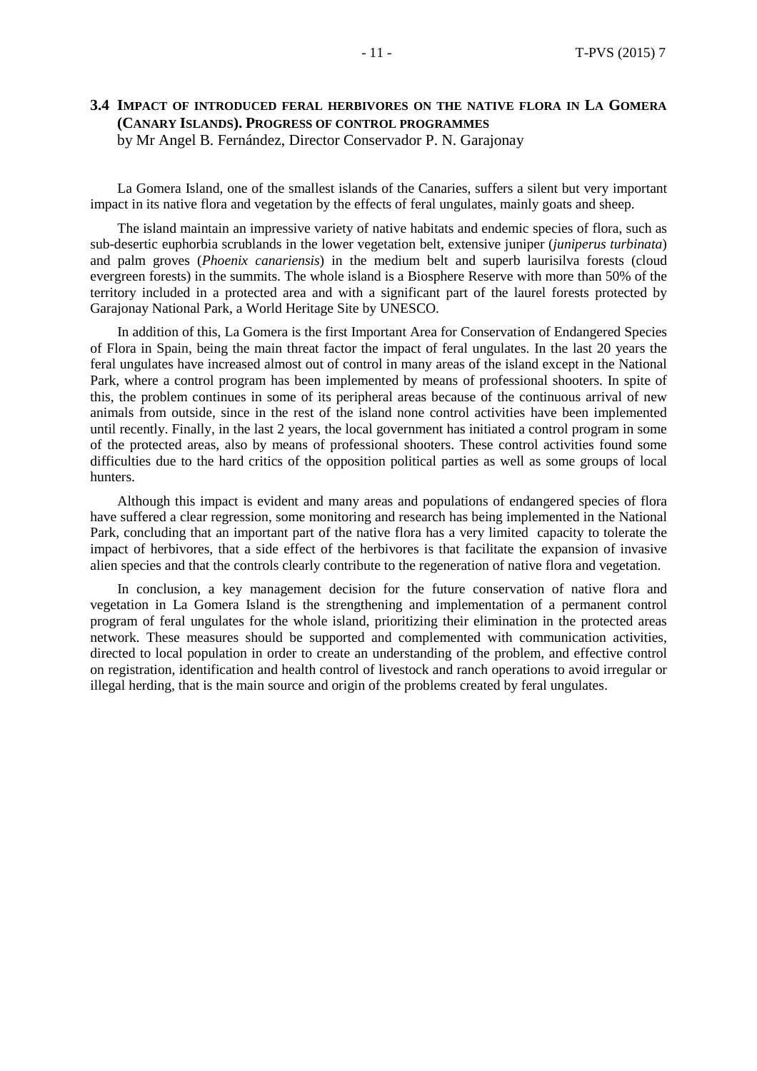### 3.4 Impact of introduced feral herbivores on the native flora in La Gomera (Canary Islands). Progress of control programmes

by Mr Angel B. Fernández, Director Conservador P. N. Garajonay

La Gomera Island, one of the smallest islands of the Canaries, suffers a silent but very important impact in its native flora and vegetation by the effects of feral ungulates, mainly goats and sheep.

The island maintain an impressive variety of native habitats and endemic species of flora, such as sub-desertic euphorbia scrublands in the lower vegetation belt, extensive juniper (*juniperus turbinata*) and palm groves (*Phoenix canariensis*) in the medium belt and superb laurisilva forests (cloud evergreen forests) in the summits. The whole island is a Biosphere Reserve with more than 50% of the territory included in a protected area and with a significant part of the laurel forests protected by Garajonay National Park, a World Heritage Site by UNESCO.

In addition of this, La Gomera is the first Important Area for Conservation of Endangered Species of Flora in Spain, being the main threat factor the impact of feral ungulates. In the last 20 years the feral ungulates have increased almost out of control in many areas of the island except in the National Park, where a control program has been implemented by means of professional shooters. In spite of this, the problem continues in some of its peripheral areas because of the continuous arrival of new animals from outside, since in the rest of the island none control activities have been implemented until recently. Finally, in the last 2 years, the local government has initiated a control program in some of the protected areas, also by means of professional shooters. These control activities found some difficulties due to the hard critics of the opposition political parties as well as some groups of local hunters.

Although this impact is evident and many areas and populations of endangered species of flora have suffered a clear regression, some monitoring and research has being implemented in the National Park, concluding that an important part of the native flora has a very limited capacity to tolerate the impact of herbivores, that a side effect of the herbivores is that facilitate the expansion of invasive alien species and that the controls clearly contribute to the regeneration of native flora and vegetation.

In conclusion, a key management decision for the future conservation of native flora and vegetation in La Gomera Island is the strengthening and implementation of a permanent control program of feral ungulates for the whole island, prioritizing their elimination in the protected areas network. These measures should be supported and complemented with communication activities, directed to local population in order to create an understanding of the problem, and effective control on registration, identification and health control of livestock and ranch operations to avoid irregular or illegal herding, that is the main source and origin of the problems created by feral ungulates.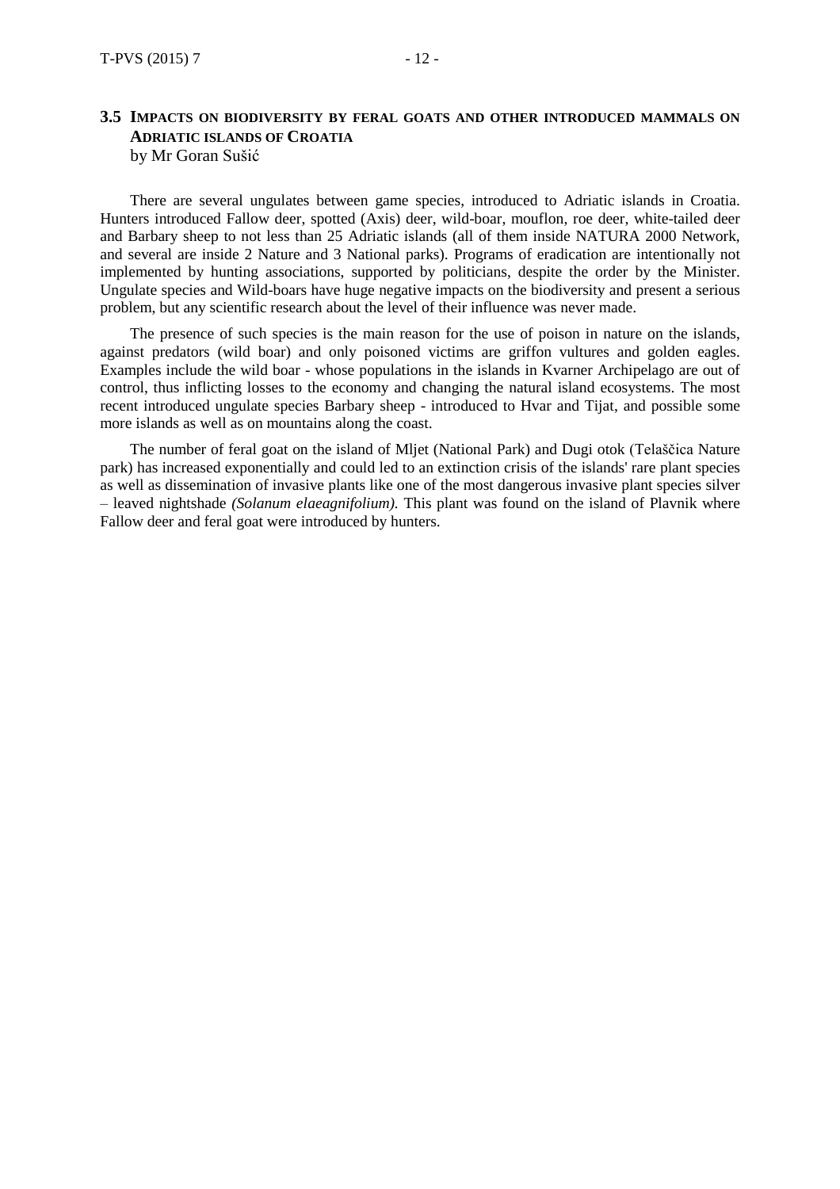### 3.5 IMPACTS ON BIODIVERSITY BY FERAL GOATS AND OTHER INTRODUCED MAMMALS ON ADRIATIC ISLANDS OF CROATIA

by Mr Goran Sušić

There are several ungulates between game species, introduced to Adriatic islands in Croatia. Hunters introduced Fallow deer, spotted (Axis) deer, wild-boar, mouflon, roe deer, white-tailed deer and Barbary sheep to not less than 25 Adriatic islands (all of them inside NATURA 2000 Network, and several are inside 2 Nature and 3 National parks). Programs of eradication are intentionally not implemented by hunting associations, supported by politicians, despite the order by the Minister. Ungulate species and Wild-boars have huge negative impacts on the biodiversity and present a serious problem, but any scientific research about the level of their influence was never made.

The presence of such species is the main reason for the use of poison in nature on the islands, against predators (wild boar) and only poisoned victims are griffon vultures and golden eagles. Examples include the wild boar - whose populations in the islands in Kvarner Archipelago are out of control, thus inflicting losses to the economy and changing the natural island ecosystems. The most recent introduced ungulate species Barbary sheep - introduced to Hvar and Tijat, and possible some more islands as well as on mountains along the coast.

The number of feral goat on the island of Mljet (National Park) and Dugi otok (Telaščica Nature park) has increased exponentially and could led to an extinction crisis of the islands' rare plant species as well as dissemination of invasive plants like one of the most dangerous invasive plant species silver – leaved nightshade *(Solanum elaeagnifolium).* This plant was found on the island of Plavnik where Fallow deer and feral goat were introduced by hunters.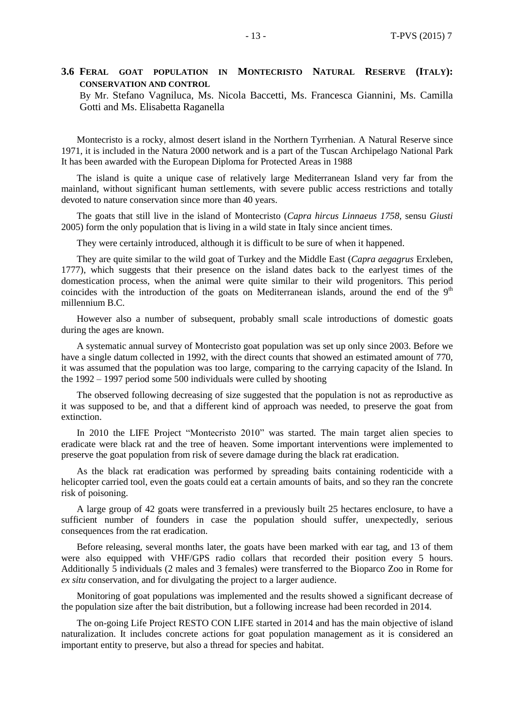### 3.6 Feral goat population in Montecristo Natural Reserve (Italy): conservation and control

By Mr. Stefano Vagniluca, Ms. Nicola Baccetti, Ms. Francesca Giannini, Ms. Camilla Gotti and Ms. Elisabetta Raganella

Montecristo is a rocky, almost desert island in the Northern Tyrrhenian. A Natural Reserve since 1971, it is included in the Natura 2000 network and is a part of the Tuscan Archipelago National Park It has been awarded with the European Diploma for Protected Areas in 1988

The island is quite a unique case of relatively large Mediterranean Island very far from the mainland, without significant human settlements, with severe public access restrictions and totally devoted to nature conservation since more than 40 years.

The goats that still live in the island of Montecristo (*Capra hircus Linnaeus 1758*, sensu *Giusti* 2005) form the only population that is living in a wild state in Italy since ancient times.

They were certainly introduced, although it is difficult to be sure of when it happened.

They are quite similar to the wild goat of Turkey and the Middle East (*Capra aegagrus* Erxleben, 1777), which suggests that their presence on the island dates back to the earlyest times of the domestication process, when the animal were quite similar to their wild progenitors. This period coincides with the introduction of the goats on Mediterranean islands, around the end of the 9th millennium B.C.

However also a number of subsequent, probably small scale introductions of domestic goats during the ages are known.

A systematic annual survey of Montecristo goat population was set up only since 2003. Before we have a single datum collected in 1992, with the direct counts that showed an estimated amount of 770, it was assumed that the population was too large, comparing to the carrying capacity of the Island. In the 1992 – 1997 period some 500 individuals were culled by shooting

The observed following decreasing of size suggested that the population is not as reproductive as it was supposed to be, and that a different kind of approach was needed, to preserve the goat from extinction.

In 2010 the LIFE Project "Montecristo 2010" was started. The main target alien species to eradicate were black rat and the tree of heaven. Some important interventions were implemented to preserve the goat population from risk of severe damage during the black rat eradication.

As the black rat eradication was performed by spreading baits containing rodenticide with a helicopter carried tool, even the goats could eat a certain amounts of baits, and so they ran the concrete risk of poisoning.

A large group of 42 goats were transferred in a previously built 25 hectares enclosure, to have a sufficient number of founders in case the population should suffer, unexpectedly, serious consequences from the rat eradication.

Before releasing, several months later, the goats have been marked with ear tag, and 13 of them were also equipped with VHF/GPS radio collars that recorded their position every 5 hours. Additionally 5 individuals (2 males and 3 females) were transferred to the Bioparco Zoo in Rome for *ex situ* conservation, and for divulgating the project to a larger audience.

Monitoring of goat populations was implemented and the results showed a significant decrease of the population size after the bait distribution, but a following increase had been recorded in 2014.

The on-going Life Project RESTO CON LIFE started in 2014 and has the main objective of island naturalization. It includes concrete actions for goat population management as it is considered an important entity to preserve, but also a thread for species and habitat.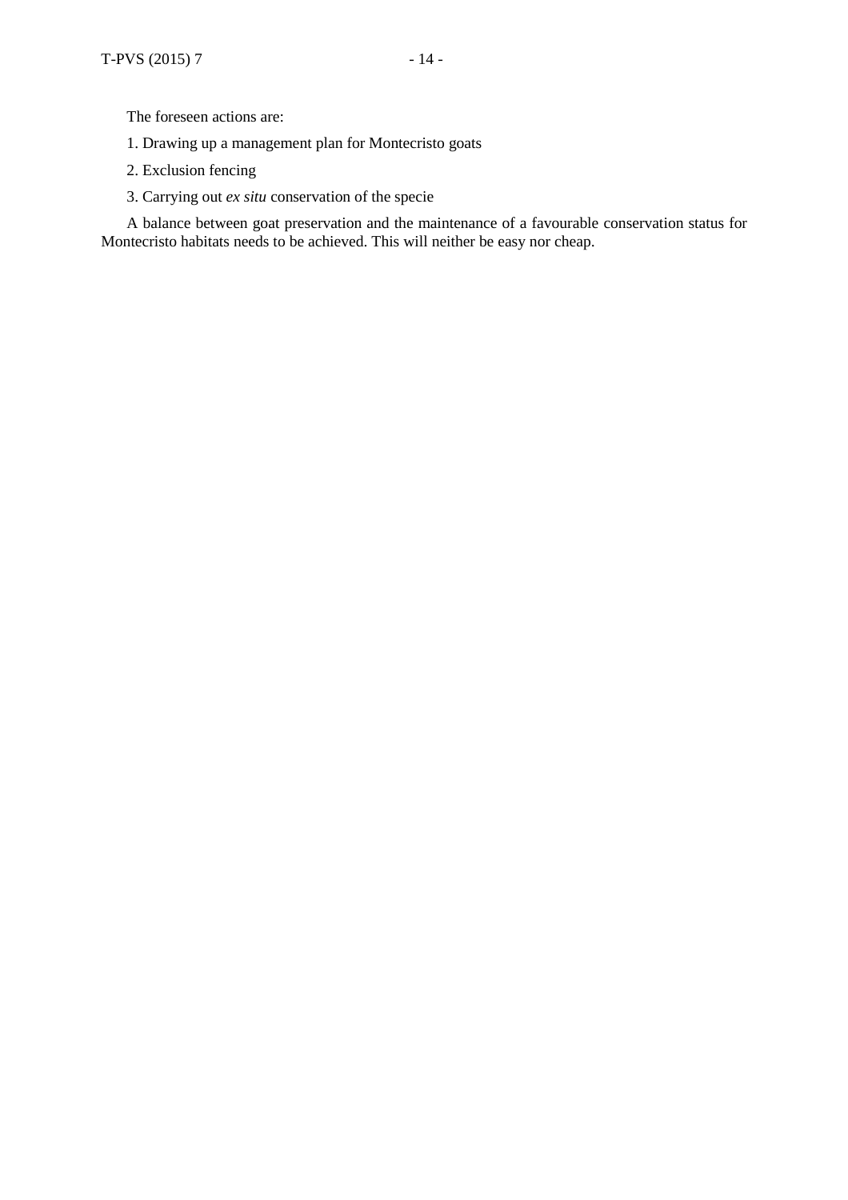The foreseen actions are:

1. Drawing up a management plan for Montecristo goats

2. Exclusion fencing

3. Carrying out *ex situ* conservation of the specie

A balance between goat preservation and the maintenance of a favourable conservation status for Montecristo habitats needs to be achieved. This will neither be easy nor cheap.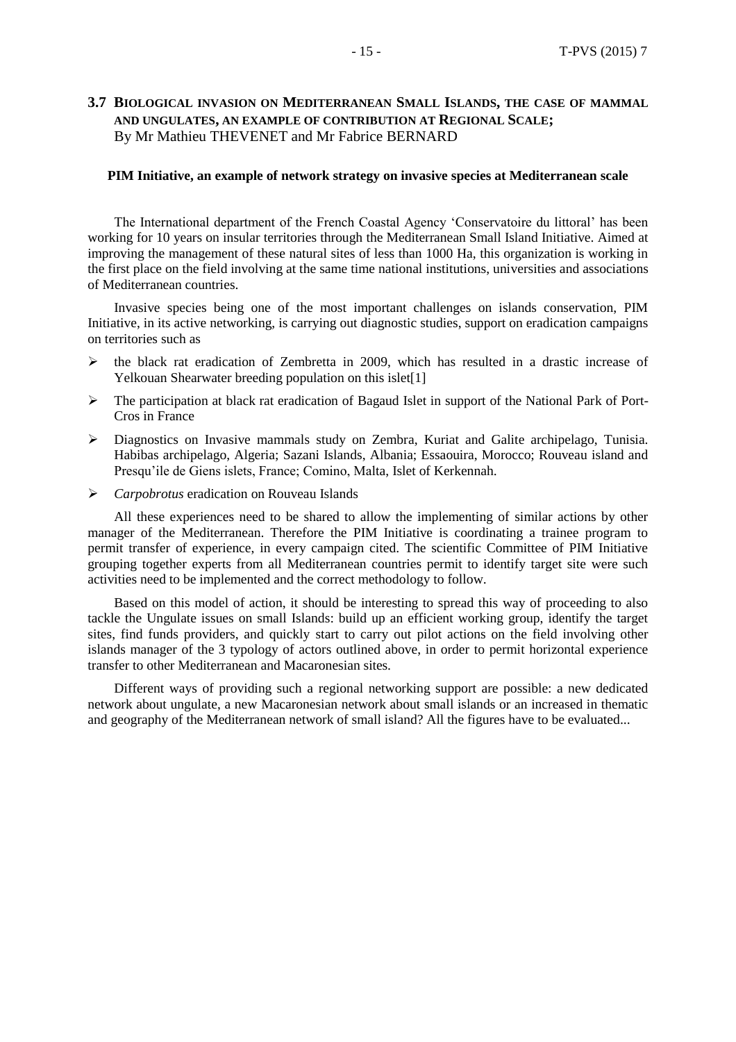### 3.7 Biological invasion on Mediterranean Small Islands, the case of mammal and ungulates, an example of contribution at Regional Scale;

By Mr Mathieu THEVENET and Mr Fabrice BERNARD

**PIM Initiative, an example of network strategy on invasive species at Mediterranean scale**

The International department of the French Coastal Agency 'Conservatoire du littoral' has been working for 10 years on insular territories through the Mediterranean Small Island Initiative. Aimed at improving the management of these natural sites of less than 1000 Ha, this organization is working in the first place on the field involving at the same time national institutions, universities and associations of Mediterranean countries.

Invasive species being one of the most important challenges on islands conservation, PIM Initiative, in its active networking, is carrying out diagnostic studies, support on eradication campaigns on territories such as

- the black rat eradication of Zembretta in 2009, which has resulted in a drastic increase of Yelkouan Shearwater breeding population on this islet[1]
- The participation at black rat eradication of Bagaud Islet in support of the National Park of Port-Cros in France
- Diagnostics on Invasive mammals study on Zembra, Kuriat and Galite archipelago, Tunisia. Habibas archipelago, Algeria; Sazani Islands, Albania; Essaouira, Morocco; Rouveau island and Presqu'ile de Giens islets, France; Comino, Malta, Islet of Kerkennah.
- *Carpobrotus* eradication on Rouveau Islands

All these experiences need to be shared to allow the implementing of similar actions by other manager of the Mediterranean. Therefore the PIM Initiative is coordinating a trainee program to permit transfer of experience, in every campaign cited. The scientific Committee of PIM Initiative grouping together experts from all Mediterranean countries permit to identify target site were such activities need to be implemented and the correct methodology to follow.

Based on this model of action, it should be interesting to spread this way of proceeding to also tackle the Ungulate issues on small Islands: build up an efficient working group, identify the target sites, find funds providers, and quickly start to carry out pilot actions on the field involving other islands manager of the 3 typology of actors outlined above, in order to permit horizontal experience transfer to other Mediterranean and Macaronesian sites.

Different ways of providing such a regional networking support are possible: a new dedicated network about ungulate, a new Macaronesian network about small islands or an increased in thematic and geography of the Mediterranean network of small island? All the figures have to be evaluated...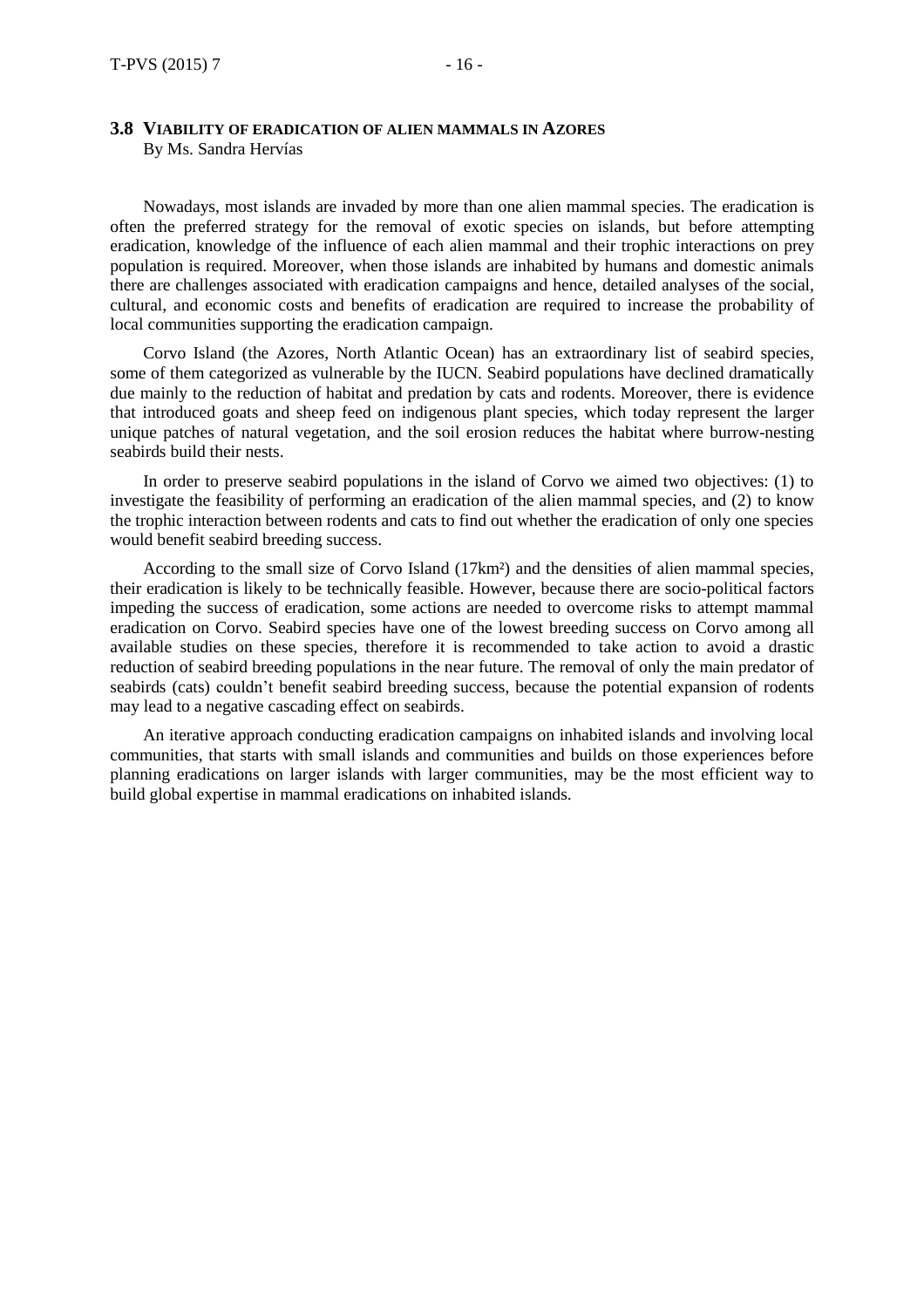### 3.8 VIABILITY OF ERADICATION OF ALIEN MAMMALS IN AZORES

By Ms. Sandra Hervías

Nowadays, most islands are invaded by more than one alien mammal species. The eradication is often the preferred strategy for the removal of exotic species on islands, but before attempting eradication, knowledge of the influence of each alien mammal and their trophic interactions on prey population is required. Moreover, when those islands are inhabited by humans and domestic animals there are challenges associated with eradication campaigns and hence, detailed analyses of the social, cultural, and economic costs and benefits of eradication are required to increase the probability of local communities supporting the eradication campaign.

Corvo Island (the Azores, North Atlantic Ocean) has an extraordinary list of seabird species, some of them categorized as vulnerable by the IUCN. Seabird populations have declined dramatically due mainly to the reduction of habitat and predation by cats and rodents. Moreover, there is evidence that introduced goats and sheep feed on indigenous plant species, which today represent the larger unique patches of natural vegetation, and the soil erosion reduces the habitat where burrow-nesting seabirds build their nests.

In order to preserve seabird populations in the island of Corvo we aimed two objectives: (1) to investigate the feasibility of performing an eradication of the alien mammal species, and (2) to know the trophic interaction between rodents and cats to find out whether the eradication of only one species would benefit seabird breeding success.

According to the small size of Corvo Island (17km²) and the densities of alien mammal species, their eradication is likely to be technically feasible. However, because there are socio-political factors impeding the success of eradication, some actions are needed to overcome risks to attempt mammal eradication on Corvo. Seabird species have one of the lowest breeding success on Corvo among all available studies on these species, therefore it is recommended to take action to avoid a drastic reduction of seabird breeding populations in the near future. The removal of only the main predator of seabirds (cats) couldn't benefit seabird breeding success, because the potential expansion of rodents may lead to a negative cascading effect on seabirds.

An iterative approach conducting eradication campaigns on inhabited islands and involving local communities, that starts with small islands and communities and builds on those experiences before planning eradications on larger islands with larger communities, may be the most efficient way to build global expertise in mammal eradications on inhabited islands.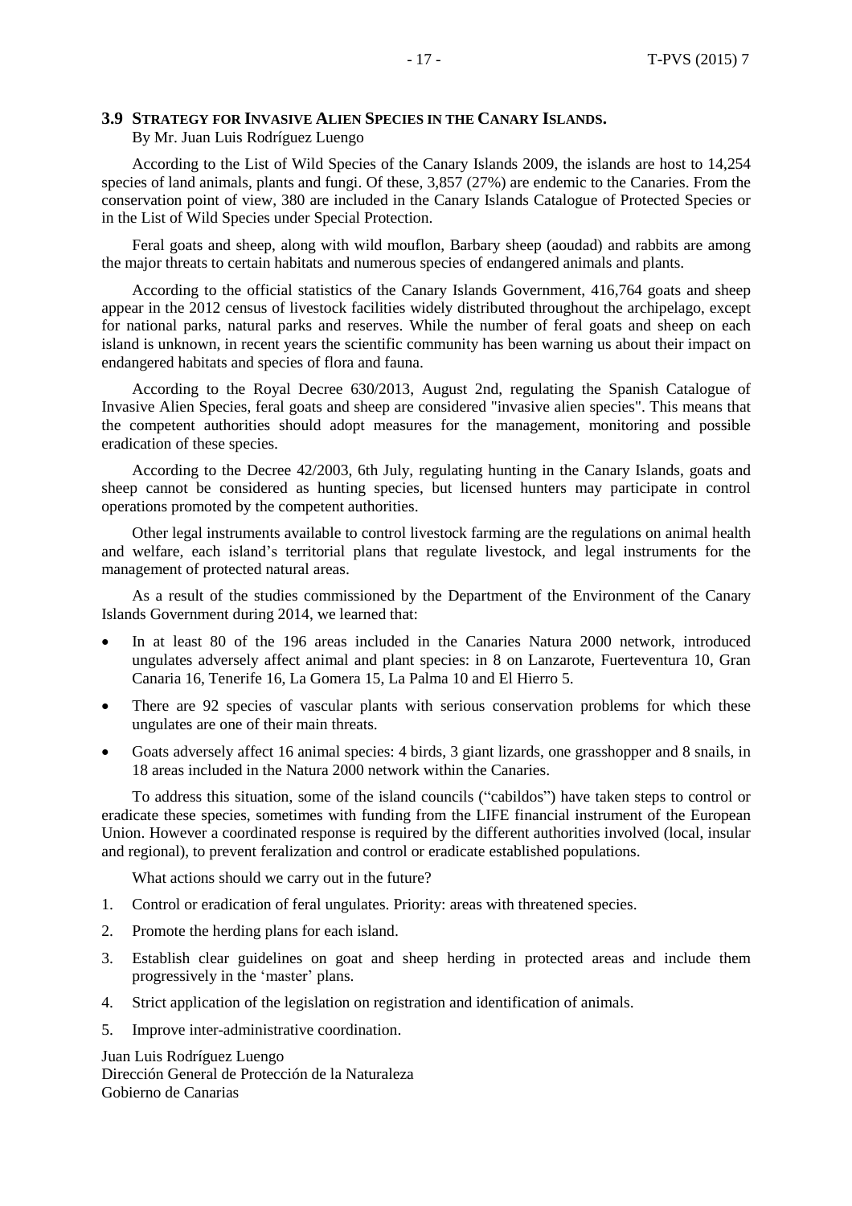### 3.9 Strategy for Invasive Alien Species in the Canary Islands.

By Mr. Juan Luis Rodríguez Luengo

According to the List of Wild Species of the Canary Islands 2009, the islands are host to 14,254 species of land animals, plants and fungi. Of these, 3,857 (27%) are endemic to the Canaries. From the conservation point of view, 380 are included in the Canary Islands Catalogue of Protected Species or in the List of Wild Species under Special Protection.

Feral goats and sheep, along with wild mouflon, Barbary sheep (aoudad) and rabbits are among the major threats to certain habitats and numerous species of endangered animals and plants.

According to the official statistics of the Canary Islands Government, 416,764 goats and sheep appear in the 2012 census of livestock facilities widely distributed throughout the archipelago, except for national parks, natural parks and reserves. While the number of feral goats and sheep on each island is unknown, in recent years the scientific community has been warning us about their impact on endangered habitats and species of flora and fauna.

According to the Royal Decree 630/2013, August 2nd, regulating the Spanish Catalogue of Invasive Alien Species, feral goats and sheep are considered "invasive alien species". This means that the competent authorities should adopt measures for the management, monitoring and possible eradication of these species.

According to the Decree 42/2003, 6th July, regulating hunting in the Canary Islands, goats and sheep cannot be considered as hunting species, but licensed hunters may participate in control operations promoted by the competent authorities.

Other legal instruments available to control livestock farming are the regulations on animal health and welfare, each island's territorial plans that regulate livestock, and legal instruments for the management of protected natural areas.

As a result of the studies commissioned by the Department of the Environment of the Canary Islands Government during 2014, we learned that:

- In at least 80 of the 196 areas included in the Canaries Natura 2000 network, introduced ungulates adversely affect animal and plant species: in 8 on Lanzarote, Fuerteventura 10, Gran Canaria 16, Tenerife 16, La Gomera 15, La Palma 10 and El Hierro 5.
- There are 92 species of vascular plants with serious conservation problems for which these ungulates are one of their main threats.
- Goats adversely affect 16 animal species: 4 birds, 3 giant lizards, one grasshopper and 8 snails, in 18 areas included in the Natura 2000 network within the Canaries.

To address this situation, some of the island councils ("cabildos") have taken steps to control or eradicate these species, sometimes with funding from the LIFE financial instrument of the European Union. However a coordinated response is required by the different authorities involved (local, insular and regional), to prevent feralization and control or eradicate established populations.

What actions should we carry out in the future?

1. Control or eradication of feral ungulates. Priority: areas with threatened species.
2. Promote the herding plans for each island.
3. Establish clear guidelines on goat and sheep herding in protected areas and include them progressively in the 'master' plans.
4. Strict application of the legislation on registration and identification of animals.
5. Improve inter-administrative coordination.

Juan Luis Rodríguez Luengo
Dirección General de Protección de la Naturaleza
Gobierno de Canarias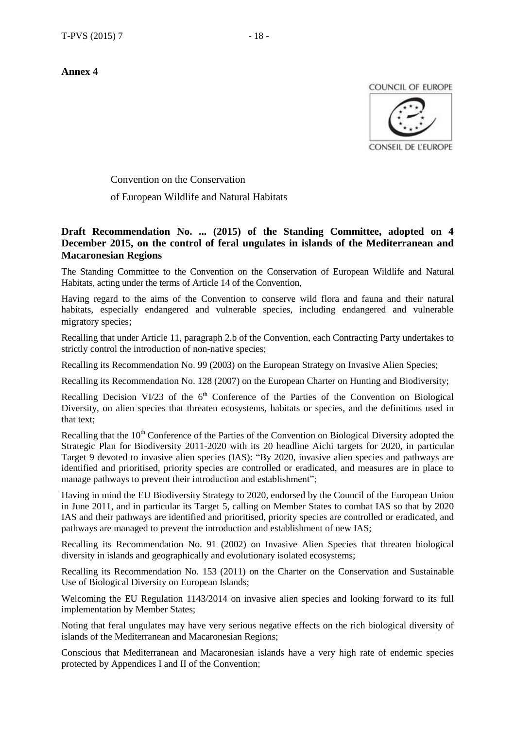**Annex 4**

COUNCIL OF EUROPE

CONSEIL DE L'EUROPE

Convention on the Conservation

of European Wildlife and Natural Habitats

**Draft Recommendation No. ... (2015) of the Standing Committee, adopted on 4 December 2015, on the control of feral ungulates in islands of the Mediterranean and Macaronesian Regions**

The Standing Committee to the Convention on the Conservation of European Wildlife and Natural Habitats, acting under the terms of Article 14 of the Convention,

Having regard to the aims of the Convention to conserve wild flora and fauna and their natural habitats, especially endangered and vulnerable species, including endangered and vulnerable migratory species;

Recalling that under Article 11, paragraph 2.b of the Convention, each Contracting Party undertakes to strictly control the introduction of non-native species;

Recalling its Recommendation No. 99 (2003) on the European Strategy on Invasive Alien Species;

Recalling its Recommendation No. 128 (2007) on the European Charter on Hunting and Biodiversity;

Recalling Decision VI/23 of the 6th Conference of the Parties of the Convention on Biological Diversity, on alien species that threaten ecosystems, habitats or species, and the definitions used in that text;

Recalling that the 10th Conference of the Parties of the Convention on Biological Diversity adopted the Strategic Plan for Biodiversity 2011-2020 with its 20 headline Aichi targets for 2020, in particular Target 9 devoted to invasive alien species (IAS): "By 2020, invasive alien species and pathways are identified and prioritised, priority species are controlled or eradicated, and measures are in place to manage pathways to prevent their introduction and establishment";

Having in mind the EU Biodiversity Strategy to 2020, endorsed by the Council of the European Union in June 2011, and in particular its Target 5, calling on Member States to combat IAS so that by 2020 IAS and their pathways are identified and prioritised, priority species are controlled or eradicated, and pathways are managed to prevent the introduction and establishment of new IAS;

Recalling its Recommendation No. 91 (2002) on Invasive Alien Species that threaten biological diversity in islands and geographically and evolutionary isolated ecosystems;

Recalling its Recommendation No. 153 (2011) on the Charter on the Conservation and Sustainable Use of Biological Diversity on European Islands;

Welcoming the EU Regulation 1143/2014 on invasive alien species and looking forward to its full implementation by Member States;

Noting that feral ungulates may have very serious negative effects on the rich biological diversity of islands of the Mediterranean and Macaronesian Regions;

Conscious that Mediterranean and Macaronesian islands have a very high rate of endemic species protected by Appendices I and II of the Convention;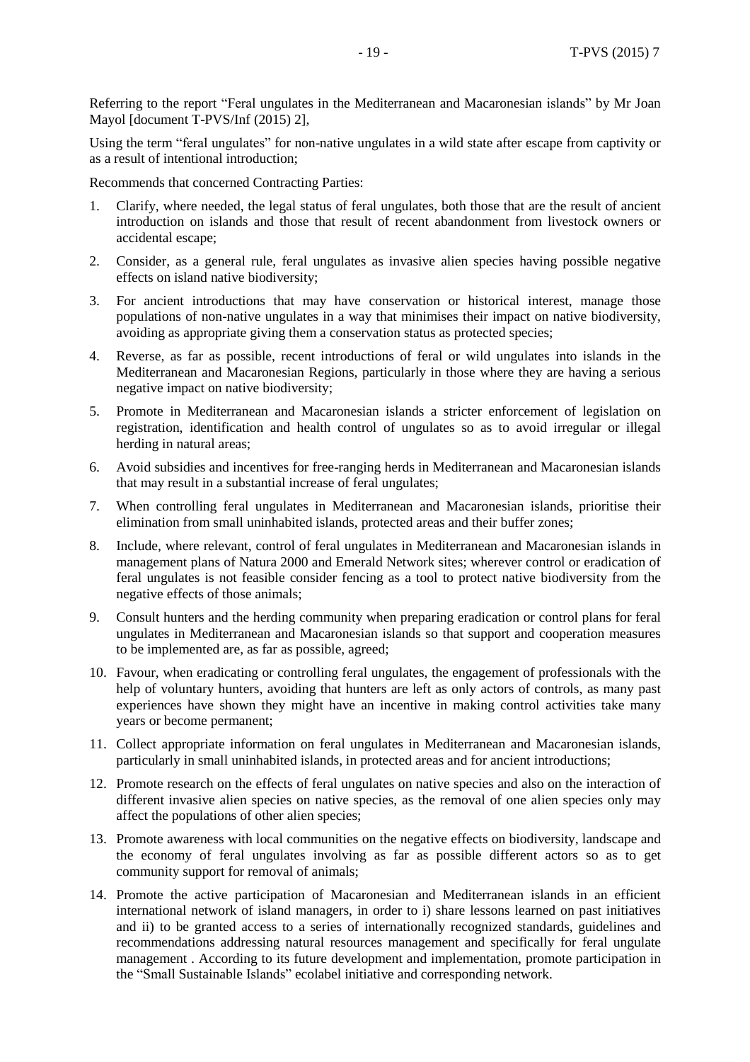Referring to the report "Feral ungulates in the Mediterranean and Macaronesian islands" by Mr Joan Mayol [document T-PVS/Inf (2015) 2],

Using the term "feral ungulates" for non-native ungulates in a wild state after escape from captivity or as a result of intentional introduction;

Recommends that concerned Contracting Parties:

1. Clarify, where needed, the legal status of feral ungulates, both those that are the result of ancient introduction on islands and those that result of recent abandonment from livestock owners or accidental escape;
2. Consider, as a general rule, feral ungulates as invasive alien species having possible negative effects on island native biodiversity;
3. For ancient introductions that may have conservation or historical interest, manage those populations of non-native ungulates in a way that minimises their impact on native biodiversity, avoiding as appropriate giving them a conservation status as protected species;
4. Reverse, as far as possible, recent introductions of feral or wild ungulates into islands in the Mediterranean and Macaronesian Regions, particularly in those where they are having a serious negative impact on native biodiversity;
5. Promote in Mediterranean and Macaronesian islands a stricter enforcement of legislation on registration, identification and health control of ungulates so as to avoid irregular or illegal herding in natural areas;
6. Avoid subsidies and incentives for free-ranging herds in Mediterranean and Macaronesian islands that may result in a substantial increase of feral ungulates;
7. When controlling feral ungulates in Mediterranean and Macaronesian islands, prioritise their elimination from small uninhabited islands, protected areas and their buffer zones;
8. Include, where relevant, control of feral ungulates in Mediterranean and Macaronesian islands in management plans of Natura 2000 and Emerald Network sites; wherever control or eradication of feral ungulates is not feasible consider fencing as a tool to protect native biodiversity from the negative effects of those animals;
9. Consult hunters and the herding community when preparing eradication or control plans for feral ungulates in Mediterranean and Macaronesian islands so that support and cooperation measures to be implemented are, as far as possible, agreed;
10. Favour, when eradicating or controlling feral ungulates, the engagement of professionals with the help of voluntary hunters, avoiding that hunters are left as only actors of controls, as many past experiences have shown they might have an incentive in making control activities take many years or become permanent;
11. Collect appropriate information on feral ungulates in Mediterranean and Macaronesian islands, particularly in small uninhabited islands, in protected areas and for ancient introductions;
12. Promote research on the effects of feral ungulates on native species and also on the interaction of different invasive alien species on native species, as the removal of one alien species only may affect the populations of other alien species;
13. Promote awareness with local communities on the negative effects on biodiversity, landscape and the economy of feral ungulates involving as far as possible different actors so as to get community support for removal of animals;
14. Promote the active participation of Macaronesian and Mediterranean islands in an efficient international network of island managers, in order to i) share lessons learned on past initiatives and ii) to be granted access to a series of internationally recognized standards, guidelines and recommendations addressing natural resources management and specifically for feral ungulate management . According to its future development and implementation, promote participation in the "Small Sustainable Islands" ecolabel initiative and corresponding network.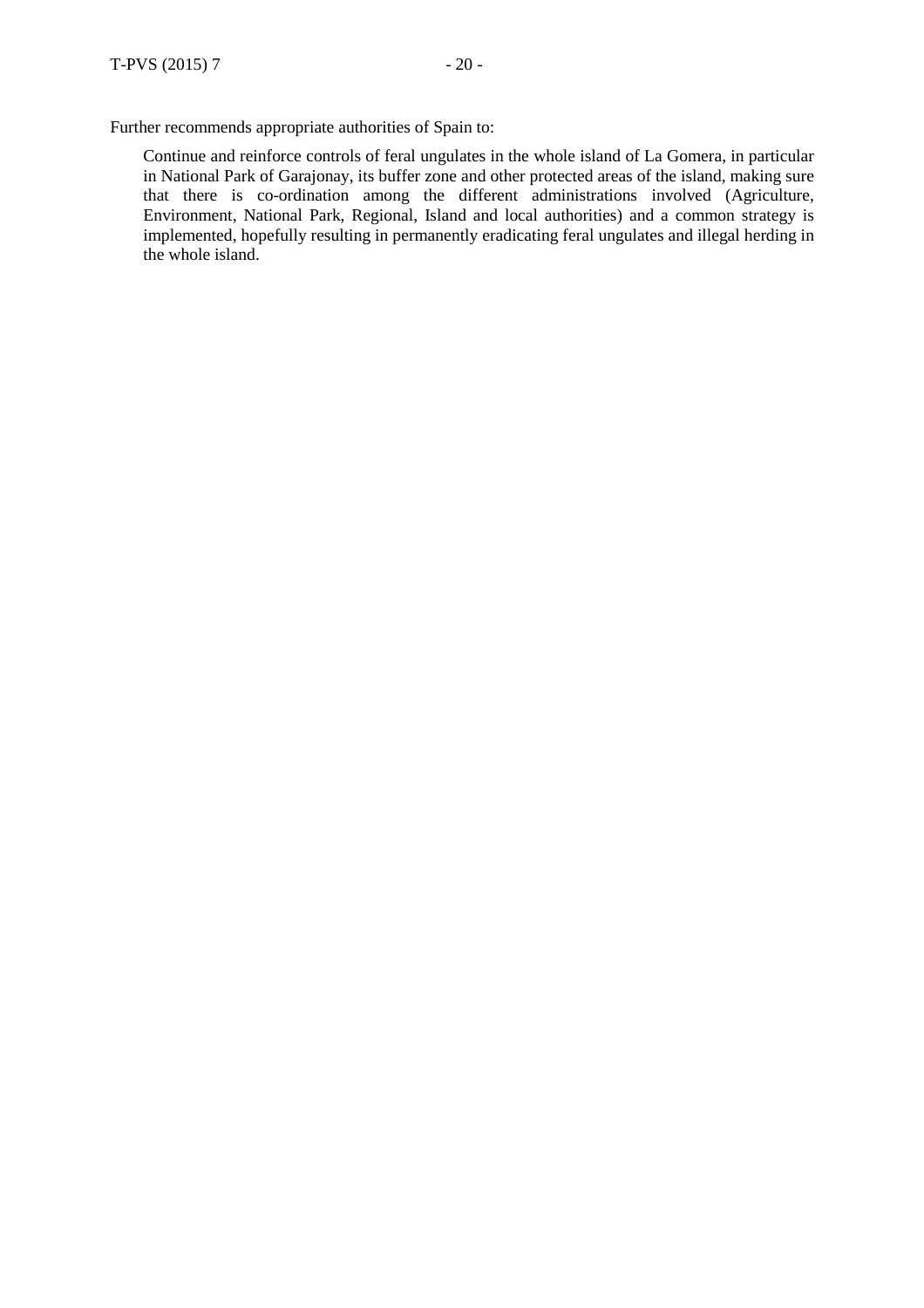Further recommends appropriate authorities of Spain to:

> Continue and reinforce controls of feral ungulates in the whole island of La Gomera, in particular in National Park of Garajonay, its buffer zone and other protected areas of the island, making sure that there is co-ordination among the different administrations involved (Agriculture, Environment, National Park, Regional, Island and local authorities) and a common strategy is implemented, hopefully resulting in permanently eradicating feral ungulates and illegal herding in the whole island.